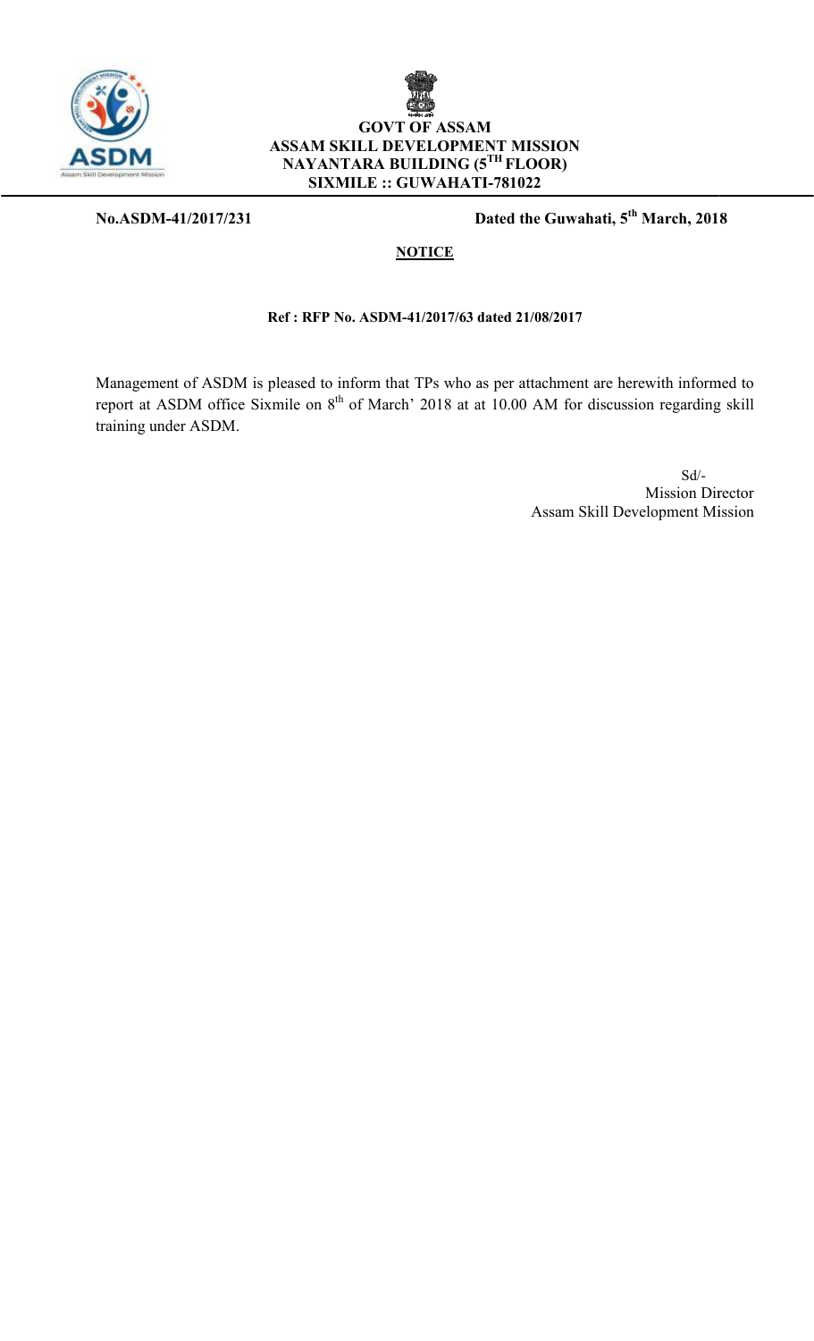**GOVT OF ASSAM**
**ASSAM SKILL DEVELOPMENT MISSION**
**NAYANTARA BUILDING (5TH FLOOR)**
**SIXMILE :: GUWAHATI-781022**

**No.ASDM-41/2017/231** **Dated the Guwahati, 5th March, 2018**

**NOTICE**

**Ref : RFP No. ASDM-41/2017/63 dated 21/08/2017**

Management of ASDM is pleased to inform that TPs who as per attachment are herewith informed to report at ASDM office Sixmile on 8th of March' 2018 at at 10.00 AM for discussion regarding skill training under ASDM.

Sd/-
Mission Director
Assam Skill Development Mission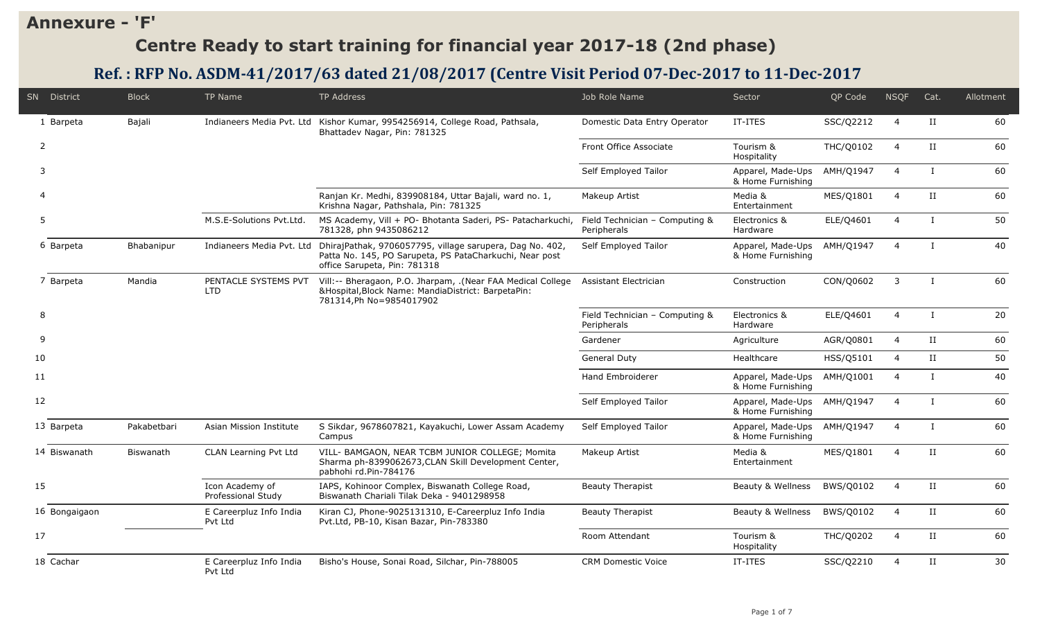## Annexure - 'F'

# Centre Ready to start training for financial year 2017-18 (2nd phase)

### Ref. : RFP No. ASDM-41/2017/63 dated 21/08/2017 (Centre Visit Period 07-Dec-2017 to 11-Dec-2017

| SN | District | Block | TP Name | TP Address | Job Role Name | Sector | QP Code | NSQF | Cat. | Allotment |
|---|---|---|---|---|---|---|---|---|---|---|
| 1 | Barpeta | Bajali | Indianeers Media Pvt. Ltd | Kishor Kumar, 9954256914, College Road, Pathsala, Bhattadev Nagar, Pin: 781325 | Domestic Data Entry Operator | IT-ITES | SSC/Q2212 | 4 | II | 60 |
| 2 | | | | | Front Office Associate | Tourism & Hospitality | THC/Q0102 | 4 | II | 60 |
| 3 | | | | | Self Employed Tailor | Apparel, Made-Ups & Home Furnishing | AMH/Q1947 | 4 | I | 60 |
| 4 | | | | Ranjan Kr. Medhi, 839908184, Uttar Bajali, ward no. 1, Krishna Nagar, Pathshala, Pin: 781325 | Makeup Artist | Media & Entertainment | MES/Q1801 | 4 | II | 60 |
| 5 | | | M.S.E-Solutions Pvt.Ltd. | MS Academy, Vill + PO- Bhotanta Saderi, PS- Patacharkuchi, 781328, phn 9435086212 | Field Technician – Computing & Peripherals | Electronics & Hardware | ELE/Q4601 | 4 | I | 50 |
| 6 | Barpeta | Bhabanipur | Indianeers Media Pvt. Ltd | DhirajPathak, 9706057795, village sarupera, Dag No. 402, Patta No. 145, PO Sarupeta, PS PataCharkuchi, Near post office Sarupeta, Pin: 781318 | Self Employed Tailor | Apparel, Made-Ups & Home Furnishing | AMH/Q1947 | 4 | I | 40 |
| 7 | Barpeta | Mandia | PENTACLE SYSTEMS PVT LTD | Vill:-- Bheragaon, P.O. Jharpam, .(Near FAA Medical College &Hospital,Block Name: MandiaDistrict: BarpetaPin: 781314,Ph No=9854017902 | Assistant Electrician | Construction | CON/Q0602 | 3 | I | 60 |
| 8 | | | | | Field Technician – Computing & Peripherals | Electronics & Hardware | ELE/Q4601 | 4 | I | 20 |
| 9 | | | | | Gardener | Agriculture | AGR/Q0801 | 4 | II | 60 |
| 10 | | | | | General Duty | Healthcare | HSS/Q5101 | 4 | II | 50 |
| 11 | | | | | Hand Embroiderer | Apparel, Made-Ups & Home Furnishing | AMH/Q1001 | 4 | I | 40 |
| 12 | | | | | Self Employed Tailor | Apparel, Made-Ups & Home Furnishing | AMH/Q1947 | 4 | I | 60 |
| 13 | Barpeta | Pakabetbari | Asian Mission Institute | S Sikdar, 9678607821, Kayakuchi, Lower Assam Academy Campus | Self Employed Tailor | Apparel, Made-Ups & Home Furnishing | AMH/Q1947 | 4 | I | 60 |
| 14 | Biswanath | Biswanath | CLAN Learning Pvt Ltd | VILL- BAMGAON, NEAR TCBM JUNIOR COLLEGE; Momita Sharma ph-8399062673,CLAN Skill Development Center, pabhohi rd.Pin-784176 | Makeup Artist | Media & Entertainment | MES/Q1801 | 4 | II | 60 |
| 15 | | | Icon Academy of Professional Study | IAPS, Kohinoor Complex, Biswanath College Road, Biswanath Chariali Tilak Deka - 9401298958 | Beauty Therapist | Beauty & Wellness | BWS/Q0102 | 4 | II | 60 |
| 16 | Bongaigaon | | E Careerpluz Info India Pvt Ltd | Kiran CJ, Phone-9025131310, E-Careerpluz Info India Pvt.Ltd, PB-10, Kisan Bazar, Pin-783380 | Beauty Therapist | Beauty & Wellness | BWS/Q0102 | 4 | II | 60 |
| 17 | | | | | Room Attendant | Tourism & Hospitality | THC/Q0202 | 4 | II | 60 |
| 18 | Cachar | | E Careerpluz Info India Pvt Ltd | Bisho's House, Sonai Road, Silchar, Pin-788005 | CRM Domestic Voice | IT-ITES | SSC/Q2210 | 4 | II | 30 |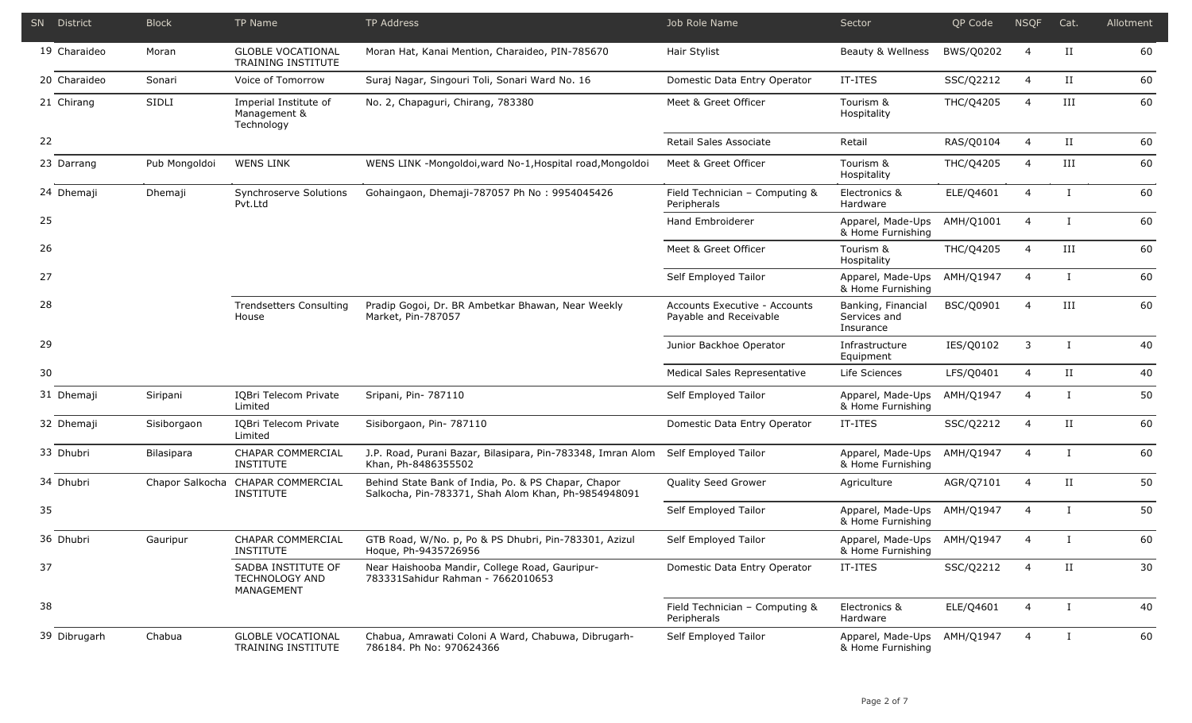| SN | District | Block | TP Name | TP Address | Job Role Name | Sector | QP Code | NSQF | Cat. | Allotment |
|---|---|---|---|---|---|---|---|---|---|---|
| 19 | Charaideo | Moran | GLOBLE VOCATIONAL TRAINING INSTITUTE | Moran Hat, Kanai Mention, Charaideo, PIN-785670 | Hair Stylist | Beauty & Wellness | BWS/Q0202 | 4 | II | 60 |
| 20 | Charaideo | Sonari | Voice of Tomorrow | Suraj Nagar, Singouri Toli, Sonari Ward No. 16 | Domestic Data Entry Operator | IT-ITES | SSC/Q2212 | 4 | II | 60 |
| 21 | Chirang | SIDLI | Imperial Institute of Management & Technology | No. 2, Chapaguri, Chirang, 783380 | Meet & Greet Officer | Tourism & Hospitality | THC/Q4205 | 4 | III | 60 |
| 22 | | | | | Retail Sales Associate | Retail | RAS/Q0104 | 4 | II | 60 |
| 23 | Darrang | Pub Mongoldoi | WENS LINK | WENS LINK -Mongoldoi,ward No-1,Hospital road,Mongoldoi | Meet & Greet Officer | Tourism & Hospitality | THC/Q4205 | 4 | III | 60 |
| 24 | Dhemaji | Dhemaji | Synchroserve Solutions Pvt.Ltd | Gohaingaon, Dhemaji-787057 Ph No : 9954045426 | Field Technician – Computing & Peripherals | Electronics & Hardware | ELE/Q4601 | 4 | I | 60 |
| 25 | | | | | Hand Embroiderer | Apparel, Made-Ups & Home Furnishing | AMH/Q1001 | 4 | I | 60 |
| 26 | | | | | Meet & Greet Officer | Tourism & Hospitality | THC/Q4205 | 4 | III | 60 |
| 27 | | | | | Self Employed Tailor | Apparel, Made-Ups & Home Furnishing | AMH/Q1947 | 4 | I | 60 |
| 28 | | | Trendsetters Consulting House | Pradip Gogoi, Dr. BR Ambetkar Bhawan, Near Weekly Market, Pin-787057 | Accounts Executive - Accounts Payable and Receivable | Banking, Financial Services and Insurance | BSC/Q0901 | 4 | III | 60 |
| 29 | | | | | Junior Backhoe Operator | Infrastructure Equipment | IES/Q0102 | 3 | I | 40 |
| 30 | | | | | Medical Sales Representative | Life Sciences | LFS/Q0401 | 4 | II | 40 |
| 31 | Dhemaji | Siripani | IQBri Telecom Private Limited | Sripani, Pin- 787110 | Self Employed Tailor | Apparel, Made-Ups & Home Furnishing | AMH/Q1947 | 4 | I | 50 |
| 32 | Dhemaji | Sisiborgaon | IQBri Telecom Private Limited | Sisiborgaon, Pin- 787110 | Domestic Data Entry Operator | IT-ITES | SSC/Q2212 | 4 | II | 60 |
| 33 | Dhubri | Bilasipara | CHAPAR COMMERCIAL INSTITUTE | J.P. Road, Purani Bazar, Bilasipara, Pin-783348, Imran Alom Khan, Ph-8486355502 | Self Employed Tailor | Apparel, Made-Ups & Home Furnishing | AMH/Q1947 | 4 | I | 60 |
| 34 | Dhubri | Chapor Salkocha | CHAPAR COMMERCIAL INSTITUTE | Behind State Bank of India, Po. & PS Chapar, Chapor Salkocha, Pin-783371, Shah Alom Khan, Ph-9854948091 | Quality Seed Grower | Agriculture | AGR/Q7101 | 4 | II | 50 |
| 35 | | | | | Self Employed Tailor | Apparel, Made-Ups & Home Furnishing | AMH/Q1947 | 4 | I | 50 |
| 36 | Dhubri | Gauripur | CHAPAR COMMERCIAL INSTITUTE | GTB Road, W/No. p, Po & PS Dhubri, Pin-783301, Azizul Hoque, Ph-9435726956 | Self Employed Tailor | Apparel, Made-Ups & Home Furnishing | AMH/Q1947 | 4 | I | 60 |
| 37 | | | SADBA INSTITUTE OF TECHNOLOGY AND MANAGEMENT | Near Haishooba Mandir, College Road, Gauripur-783331Sahidur Rahman - 7662010653 | Domestic Data Entry Operator | IT-ITES | SSC/Q2212 | 4 | II | 30 |
| 38 | | | | | Field Technician – Computing & Peripherals | Electronics & Hardware | ELE/Q4601 | 4 | I | 40 |
| 39 | Dibrugarh | Chabua | GLOBLE VOCATIONAL TRAINING INSTITUTE | Chabua, Amrawati Coloni A Ward, Chabuwa, Dibrugarh-786184. Ph No: 970624366 | Self Employed Tailor | Apparel, Made-Ups & Home Furnishing | AMH/Q1947 | 4 | I | 60 |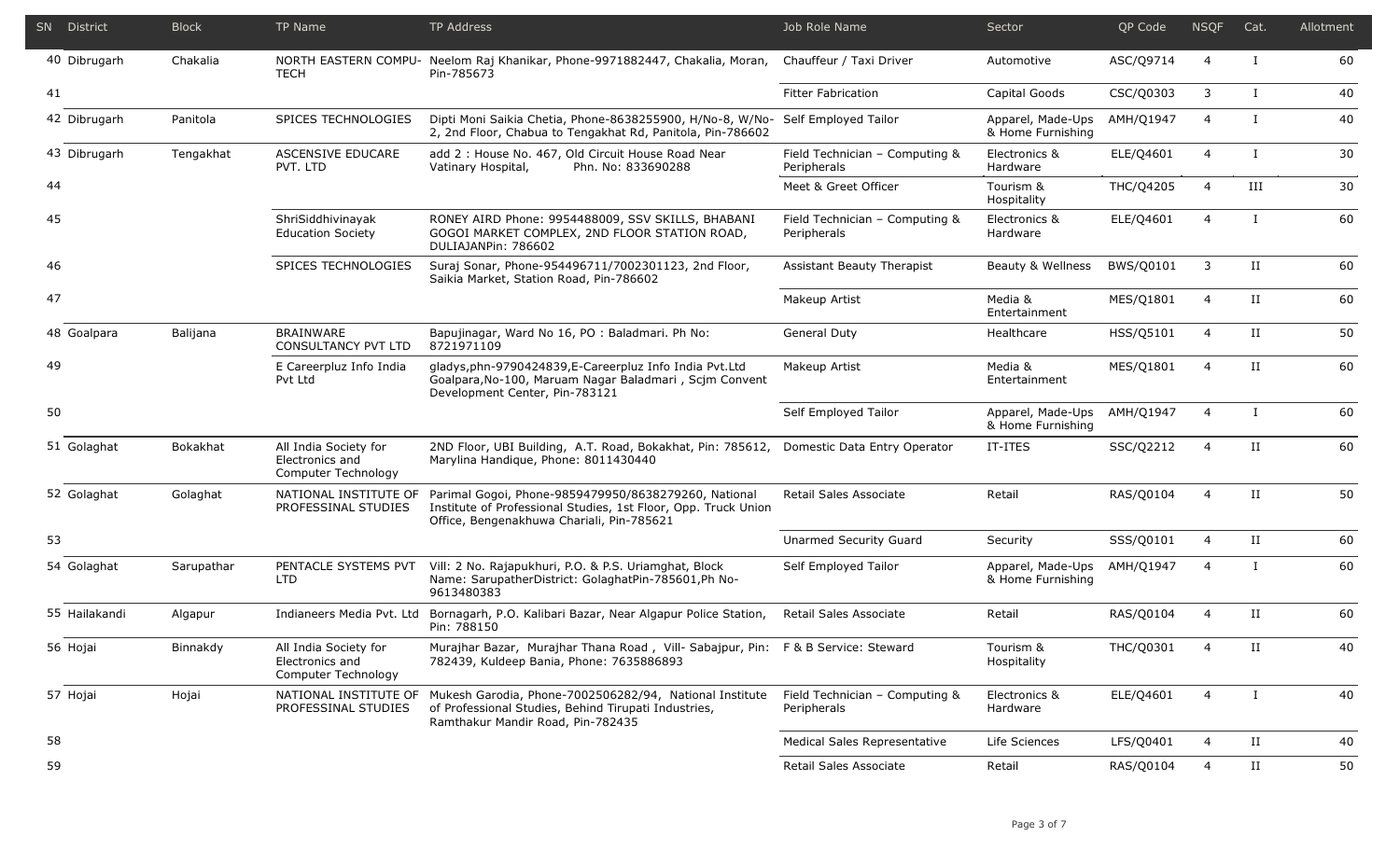| SN | District | Block | TP Name | TP Address | Job Role Name | Sector | QP Code | NSQF | Cat. | Allotment |
|---|---|---|---|---|---|---|---|---|---|---|
| 40 | Dibrugarh | Chakalia | NORTH EASTERN COMPU-TECH | Neelom Raj Khanikar, Phone-9971882447, Chakalia, Moran, Pin-785673 | Chauffeur / Taxi Driver | Automotive | ASC/Q9714 | 4 | I | 60 |
| 41 | | | | | Fitter Fabrication | Capital Goods | CSC/Q0303 | 3 | I | 40 |
| 42 | Dibrugarh | Panitola | SPICES TECHNOLOGIES | Dipti Moni Saikia Chetia, Phone-8638255900, H/No-8, W/No-2, 2nd Floor, Chabua to Tengakhat Rd, Panitola, Pin-786602 | Self Employed Tailor | Apparel, Made-Ups & Home Furnishing | AMH/Q1947 | 4 | I | 40 |
| 43 | Dibrugarh | Tengakhat | ASCENSIVE EDUCARE PVT. LTD | add 2 : House No. 467, Old Circuit House Road Near Vatinary Hospital, Phn. No: 833690288 | Field Technician – Computing & Peripherals | Electronics & Hardware | ELE/Q4601 | 4 | I | 30 |
| 44 | | | | | Meet & Greet Officer | Tourism & Hospitality | THC/Q4205 | 4 | III | 30 |
| 45 | | | ShriSiddhivinayak Education Society | RONEY AIRD Phone: 9954488009, SSV SKILLS, BHABANI GOGOI MARKET COMPLEX, 2ND FLOOR STATION ROAD, DULIAJANPin: 786602 | Field Technician – Computing & Peripherals | Electronics & Hardware | ELE/Q4601 | 4 | I | 60 |
| 46 | | | SPICES TECHNOLOGIES | Suraj Sonar, Phone-954496711/7002301123, 2nd Floor, Saikia Market, Station Road, Pin-786602 | Assistant Beauty Therapist | Beauty & Wellness | BWS/Q0101 | 3 | II | 60 |
| 47 | | | | | Makeup Artist | Media & Entertainment | MES/Q1801 | 4 | II | 60 |
| 48 | Goalpara | Balijana | BRAINWARE CONSULTANCY PVT LTD | Bapujinagar, Ward No 16, PO : Baladmari. Ph No: 8721971109 | General Duty | Healthcare | HSS/Q5101 | 4 | II | 50 |
| 49 | | | E Careerpluz Info India Pvt Ltd | gladys,phn-9790424839,E-Careerpluz Info India Pvt.Ltd Goalpara,No-100, Maruam Nagar Baladmari , Scjm Convent Development Center, Pin-783121 | Makeup Artist | Media & Entertainment | MES/Q1801 | 4 | II | 60 |
| 50 | | | | | Self Employed Tailor | Apparel, Made-Ups & Home Furnishing | AMH/Q1947 | 4 | I | 60 |
| 51 | Golaghat | Bokakhat | All India Society for Electronics and Computer Technology | 2ND Floor, UBI Building, A.T. Road, Bokakhat, Pin: 785612, Marylina Handique, Phone: 8011430440 | Domestic Data Entry Operator | IT-ITES | SSC/Q2212 | 4 | II | 60 |
| 52 | Golaghat | Golaghat | NATIONAL INSTITUTE OF PROFESSINAL STUDIES | Parimal Gogoi, Phone-9859479950/8638279260, National Institute of Professional Studies, 1st Floor, Opp. Truck Union Office, Bengenakhuwa Chariali, Pin-785621 | Retail Sales Associate | Retail | RAS/Q0104 | 4 | II | 50 |
| 53 | | | | | Unarmed Security Guard | Security | SSS/Q0101 | 4 | II | 60 |
| 54 | Golaghat | Sarupathar | PENTACLE SYSTEMS PVT LTD | Vill: 2 No. Rajapukhuri, P.O. & P.S. Uriamghat, Block Name: SarupatherDistrict: GolaghatPin-785601,Ph No-9613480383 | Self Employed Tailor | Apparel, Made-Ups & Home Furnishing | AMH/Q1947 | 4 | I | 60 |
| 55 | Hailakandi | Algapur | Indianeers Media Pvt. Ltd | Bornagarh, P.O. Kalibari Bazar, Near Algapur Police Station, Pin: 788150 | Retail Sales Associate | Retail | RAS/Q0104 | 4 | II | 60 |
| 56 | Hojai | Binnakdy | All India Society for Electronics and Computer Technology | Murajhar Bazar, Murajhar Thana Road , Vill- Sabajpur, Pin: 782439, Kuldeep Bania, Phone: 7635886893 | F & B Service: Steward | Tourism & Hospitality | THC/Q0301 | 4 | II | 40 |
| 57 | Hojai | Hojai | NATIONAL INSTITUTE OF PROFESSINAL STUDIES | Mukesh Garodia, Phone-7002506282/94, National Institute of Professional Studies, Behind Tirupati Industries, Ramthakur Mandir Road, Pin-782435 | Field Technician – Computing & Peripherals | Electronics & Hardware | ELE/Q4601 | 4 | I | 40 |
| 58 | | | | | Medical Sales Representative | Life Sciences | LFS/Q0401 | 4 | II | 40 |
| 59 | | | | | Retail Sales Associate | Retail | RAS/Q0104 | 4 | II | 50 |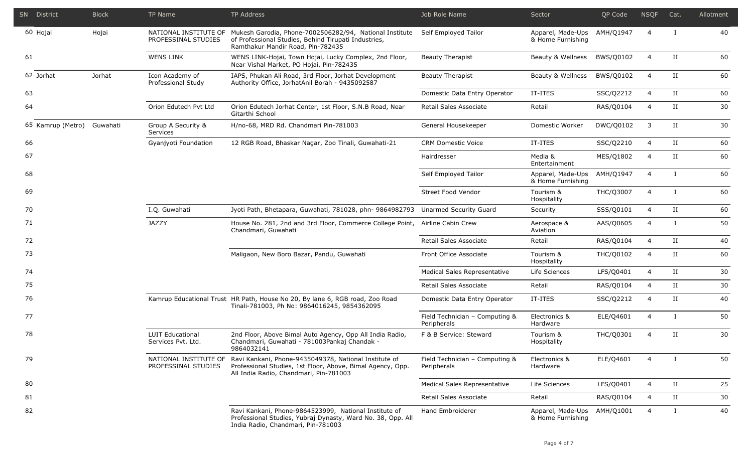| SN | District | Block | TP Name | TP Address | Job Role Name | Sector | QP Code | NSQF | Cat. | Allotment |
|---|---|---|---|---|---|---|---|---|---|---|
| 60 | Hojai | Hojai | NATIONAL INSTITUTE OF PROFESSIONAL STUDIES | Mukesh Garodia, Phone-7002506282/94, National Institute of Professional Studies, Behind Tirupati Industries, Ramthakur Mandir Road, Pin-782435 | Self Employed Tailor | Apparel, Made-Ups & Home Furnishing | AMH/Q1947 | 4 | I | 40 |
| 61 | | | WENS LINK | WENS LINK-Hojai, Town Hojai, Lucky Complex, 2nd Floor, Near Vishal Market, PO Hojai, Pin-782435 | Beauty Therapist | Beauty & Wellness | BWS/Q0102 | 4 | II | 60 |
| 62 | Jorhat | Jorhat | Icon Academy of Professional Study | IAPS, Phukan Ali Road, 3rd Floor, Jorhat Development Authority Office, JorhatAnil Borah - 9435092587 | Beauty Therapist | Beauty & Wellness | BWS/Q0102 | 4 | II | 60 |
| 63 | | | | | Domestic Data Entry Operator | IT-ITES | SSC/Q2212 | 4 | II | 60 |
| 64 | | | Orion Edutech Pvt Ltd | Orion Edutech Jorhat Center, 1st Floor, S.N.B Road, Near Gitarthi School | Retail Sales Associate | Retail | RAS/Q0104 | 4 | II | 30 |
| 65 | Kamrup (Metro) | Guwahati | Group A Security & Services | H/no-68, MRD Rd. Chandmari Pin-781003 | General Housekeeper | Domestic Worker | DWC/Q0102 | 3 | II | 30 |
| 66 | | | Gyanjyoti Foundation | 12 RGB Road, Bhaskar Nagar, Zoo Tinali, Guwahati-21 | CRM Domestic Voice | IT-ITES | SSC/Q2210 | 4 | II | 60 |
| 67 | | | | | Hairdresser | Media & Entertainment | MES/Q1802 | 4 | II | 60 |
| 68 | | | | | Self Employed Tailor | Apparel, Made-Ups & Home Furnishing | AMH/Q1947 | 4 | I | 60 |
| 69 | | | | | Street Food Vendor | Tourism & Hospitality | THC/Q3007 | 4 | I | 60 |
| 70 | | | I.Q. Guwahati | Jyoti Path, Bhetapara, Guwahati, 781028, phn- 9864982793 | Unarmed Security Guard | Security | SSS/Q0101 | 4 | II | 60 |
| 71 | | | JAZZY | House No. 281, 2nd and 3rd Floor, Commerce College Point, Chandmari, Guwahati | Airline Cabin Crew | Aerospace & Aviation | AAS/Q0605 | 4 | I | 50 |
| 72 | | | | | Retail Sales Associate | Retail | RAS/Q0104 | 4 | II | 40 |
| 73 | | | | Maligaon, New Boro Bazar, Pandu, Guwahati | Front Office Associate | Tourism & Hospitality | THC/Q0102 | 4 | II | 60 |
| 74 | | | | | Medical Sales Representative | Life Sciences | LFS/Q0401 | 4 | II | 30 |
| 75 | | | | | Retail Sales Associate | Retail | RAS/Q0104 | 4 | II | 30 |
| 76 | | | Kamrup Educational Trust | HR Path, House No 20, By lane 6, RGB road, Zoo Road Tinali-781003, Ph No: 9864016245, 9854362095 | Domestic Data Entry Operator | IT-ITES | SSC/Q2212 | 4 | II | 40 |
| 77 | | | | | Field Technician – Computing & Peripherals | Electronics & Hardware | ELE/Q4601 | 4 | I | 50 |
| 78 | | | LUIT Educational Services Pvt. Ltd. | 2nd Floor, Above Bimal Auto Agency, Opp All India Radio, Chandmari, Guwahati - 781003Pankaj Chandak - 9864032141 | F & B Service: Steward | Tourism & Hospitality | THC/Q0301 | 4 | II | 30 |
| 79 | | | NATIONAL INSTITUTE OF PROFESSINAL STUDIES | Ravi Kankani, Phone-9435049378, National Institute of Professional Studies, 1st Floor, Above, Bimal Agency, Opp. All India Radio, Chandmari, Pin-781003 | Field Technician – Computing & Peripherals | Electronics & Hardware | ELE/Q4601 | 4 | I | 50 |
| 80 | | | | | Medical Sales Representative | Life Sciences | LFS/Q0401 | 4 | II | 25 |
| 81 | | | | | Retail Sales Associate | Retail | RAS/Q0104 | 4 | II | 30 |
| 82 | | | | Ravi Kankani, Phone-9864523999, National Institute of Professional Studies, Yubraj Dynasty, Ward No. 38, Opp. All India Radio, Chandmari, Pin-781003 | Hand Embroiderer | Apparel, Made-Ups & Home Furnishing | AMH/Q1001 | 4 | I | 40 |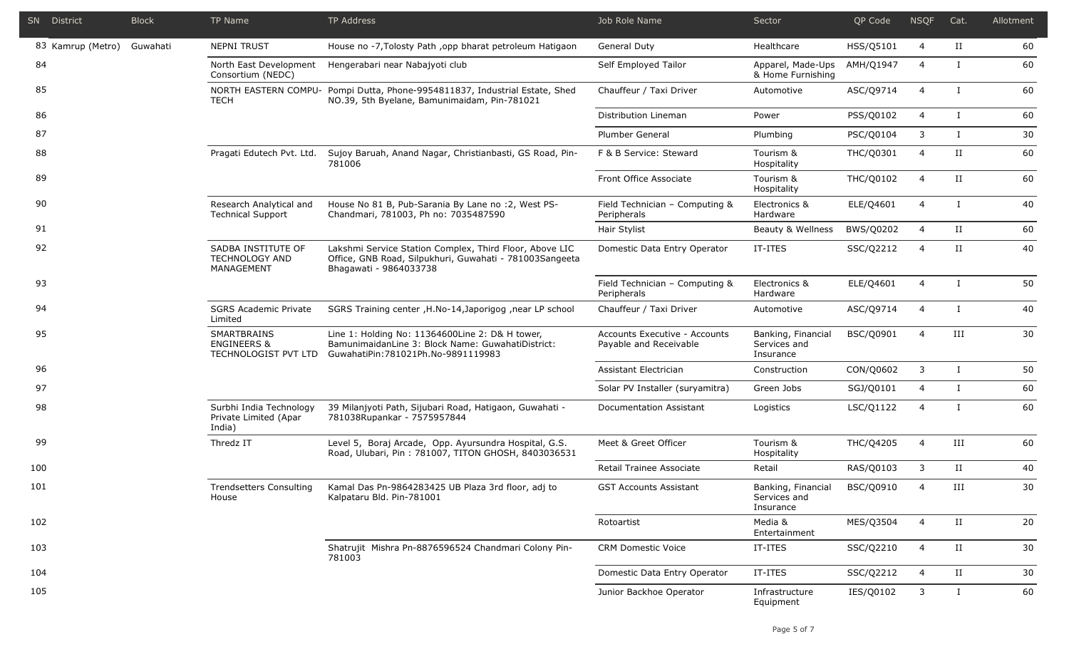| SN | District | Block | TP Name | TP Address | Job Role Name | Sector | QP Code | NSQF | Cat. | Allotment |
|---|---|---|---|---|---|---|---|---|---|---|
| 83 | Kamrup (Metro) | Guwahati | NEPNI TRUST | House no -7,Tolosty Path ,opp bharat petroleum Hatigaon | General Duty | Healthcare | HSS/Q5101 | 4 | II | 60 |
| 84 | | | North East Development Consortium (NEDC) | Hengerabari near Nabajyoti club | Self Employed Tailor | Apparel, Made-Ups & Home Furnishing | AMH/Q1947 | 4 | I | 60 |
| 85 | | | NORTH EASTERN COMPU-TECH | Pompi Dutta, Phone-9954811837, Industrial Estate, Shed NO.39, 5th Byelane, Bamunimaidam, Pin-781021 | Chauffeur / Taxi Driver | Automotive | ASC/Q9714 | 4 | I | 60 |
| 86 | | | | | Distribution Lineman | Power | PSS/Q0102 | 4 | I | 60 |
| 87 | | | | | Plumber General | Plumbing | PSC/Q0104 | 3 | I | 30 |
| 88 | | | Pragati Edutech Pvt. Ltd. | Sujoy Baruah, Anand Nagar, Christianbasti, GS Road, Pin-781006 | F & B Service: Steward | Tourism & Hospitality | THC/Q0301 | 4 | II | 60 |
| 89 | | | | | Front Office Associate | Tourism & Hospitality | THC/Q0102 | 4 | II | 60 |
| 90 | | | Research Analytical and Technical Support | House No 81 B, Pub-Sarania By Lane no :2, West PS-Chandmari, 781003, Ph no: 7035487590 | Field Technician – Computing & Peripherals | Electronics & Hardware | ELE/Q4601 | 4 | I | 40 |
| 91 | | | | | Hair Stylist | Beauty & Wellness | BWS/Q0202 | 4 | II | 60 |
| 92 | | | SADBA INSTITUTE OF TECHNOLOGY AND MANAGEMENT | Lakshmi Service Station Complex, Third Floor, Above LIC Office, GNB Road, Silpukhuri, Guwahati - 781003Sangeeta Bhagawati - 9864033738 | Domestic Data Entry Operator | IT-ITES | SSC/Q2212 | 4 | II | 40 |
| 93 | | | | | Field Technician – Computing & Peripherals | Electronics & Hardware | ELE/Q4601 | 4 | I | 50 |
| 94 | | | SGRS Academic Private Limited | SGRS Training center ,H.No-14,Japorigog ,near LP school | Chauffeur / Taxi Driver | Automotive | ASC/Q9714 | 4 | I | 40 |
| 95 | | | SMARTBRAINS ENGINEERS & TECHNOLOGIST PVT LTD | Line 1: Holding No: 11364600Line 2: D& H tower, BamunimaidanLine 3: Block Name: GuwahatiDistrict: GuwahatiPin:781021Ph.No-9891119983 | Accounts Executive - Accounts Payable and Receivable | Banking, Financial Services and Insurance | BSC/Q0901 | 4 | III | 30 |
| 96 | | | | | Assistant Electrician | Construction | CON/Q0602 | 3 | I | 50 |
| 97 | | | | | Solar PV Installer (suryamitra) | Green Jobs | SGJ/Q0101 | 4 | I | 60 |
| 98 | | | Surbhi India Technology Private Limited (Apar India) | 39 Milanjyoti Path, Sijubari Road, Hatigaon, Guwahati - 781038Rupankar - 7575957844 | Documentation Assistant | Logistics | LSC/Q1122 | 4 | I | 60 |
| 99 | | | Thredz IT | Level 5, Boraj Arcade, Opp. Ayursundra Hospital, G.S. Road, Ulubari, Pin : 781007, TITON GHOSH, 8403036531 | Meet & Greet Officer | Tourism & Hospitality | THC/Q4205 | 4 | III | 60 |
| 100 | | | | | Retail Trainee Associate | Retail | RAS/Q0103 | 3 | II | 40 |
| 101 | | | Trendsetters Consulting House | Kamal Das Pn-9864283425 UB Plaza 3rd floor, adj to Kalpataru Bld. Pin-781001 | GST Accounts Assistant | Banking, Financial Services and Insurance | BSC/Q0910 | 4 | III | 30 |
| 102 | | | | | Rotoartist | Media & Entertainment | MES/Q3504 | 4 | II | 20 |
| 103 | | | | Shatrujit Mishra Pn-8876596524 Chandmari Colony Pin-781003 | CRM Domestic Voice | IT-ITES | SSC/Q2210 | 4 | II | 30 |
| 104 | | | | | Domestic Data Entry Operator | IT-ITES | SSC/Q2212 | 4 | II | 30 |
| 105 | | | | | Junior Backhoe Operator | Infrastructure Equipment | IES/Q0102 | 3 | I | 60 |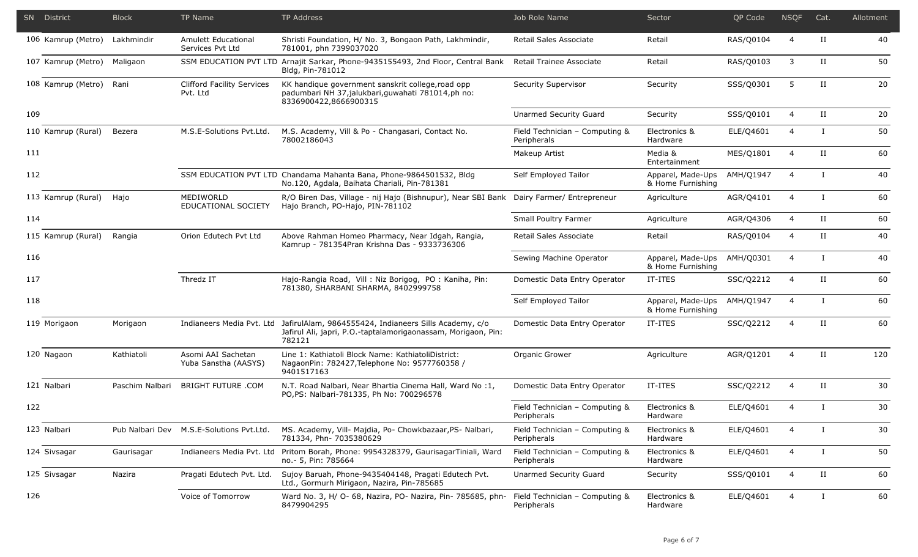| SN | District | Block | TP Name | TP Address | Job Role Name | Sector | QP Code | NSQF | Cat. | Allotment |
|---|---|---|---|---|---|---|---|---|---|---|
| 106 | Kamrup (Metro) | Lakhmindir | Amulett Educational Services Pvt Ltd | Shristi Foundation, H/ No. 3, Bongaon Path, Lakhmindir, 781001, phn 7399037020 | Retail Sales Associate | Retail | RAS/Q0104 | 4 | II | 40 |
| 107 | Kamrup (Metro) | Maligaon | SSM EDUCATION PVT LTD | Arnajit Sarkar, Phone-9435155493, 2nd Floor, Central Bank Bldg, Pin-781012 | Retail Trainee Associate | Retail | RAS/Q0103 | 3 | II | 50 |
| 108 | Kamrup (Metro) | Rani | Clifford Facility Services Pvt. Ltd | KK handique government sanskrit college,road opp padumbari NH 37,jalukbari,guwahati 781014,ph no: 8336900422,8666900315 | Security Supervisor | Security | SSS/Q0301 | 5 | II | 20 |
| 109 | | | | | Unarmed Security Guard | Security | SSS/Q0101 | 4 | II | 20 |
| 110 | Kamrup (Rural) | Bezera | M.S.E-Solutions Pvt.Ltd. | M.S. Academy, Vill & Po - Changasari, Contact No. 78002186043 | Field Technician – Computing & Peripherals | Electronics & Hardware | ELE/Q4601 | 4 | I | 50 |
| 111 | | | | | Makeup Artist | Media & Entertainment | MES/Q1801 | 4 | II | 60 |
| 112 | | | SSM EDUCATION PVT LTD | Chandama Mahanta Bana, Phone-9864501532, Bldg No.120, Agdala, Baihata Chariali, Pin-781381 | Self Employed Tailor | Apparel, Made-Ups & Home Furnishing | AMH/Q1947 | 4 | I | 40 |
| 113 | Kamrup (Rural) | Hajo | MEDIWORLD EDUCATIONAL SOCIETY | R/O Biren Das, Village - nij Hajo (Bishnupur), Near SBI Bank Hajo Branch, PO-Hajo, PIN-781102 | Dairy Farmer/ Entrepreneur | Agriculture | AGR/Q4101 | 4 | I | 60 |
| 114 | | | | | Small Poultry Farmer | Agriculture | AGR/Q4306 | 4 | II | 60 |
| 115 | Kamrup (Rural) | Rangia | Orion Edutech Pvt Ltd | Above Rahman Homeo Pharmacy, Near Idgah, Rangia, Kamrup - 781354Pran Krishna Das - 9333736306 | Retail Sales Associate | Retail | RAS/Q0104 | 4 | II | 40 |
| 116 | | | | | Sewing Machine Operator | Apparel, Made-Ups & Home Furnishing | AMH/Q0301 | 4 | I | 40 |
| 117 | | | Thredz IT | Hajo-Rangia Road, Vill : Niz Borigog, PO : Kaniha, Pin: 781380, SHARBANI SHARMA, 8402999758 | Domestic Data Entry Operator | IT-ITES | SSC/Q2212 | 4 | II | 60 |
| 118 | | | | | Self Employed Tailor | Apparel, Made-Ups & Home Furnishing | AMH/Q1947 | 4 | I | 60 |
| 119 | Morigaon | Morigaon | Indianeers Media Pvt. Ltd | JafirulAlam, 9864555424, Indianeers Sills Academy, c/o Jafirul Ali, japri, P.O.-taptalamorigaonassam, Morigaon, Pin: 782121 | Domestic Data Entry Operator | IT-ITES | SSC/Q2212 | 4 | II | 60 |
| 120 | Nagaon | Kathiatoli | Asomi AAI Sachetan Yuba Sanstha (AASYS) | Line 1: Kathiatoli Block Name: KathiatoliDistrict: NagaonPin: 782427,Telephone No: 9577760358 / 9401517163 | Organic Grower | Agriculture | AGR/Q1201 | 4 | II | 120 |
| 121 | Nalbari | Paschim Nalbari | BRIGHT FUTURE .COM | N.T. Road Nalbari, Near Bhartia Cinema Hall, Ward No :1, PO,PS: Nalbari-781335, Ph No: 700296578 | Domestic Data Entry Operator | IT-ITES | SSC/Q2212 | 4 | II | 30 |
| 122 | | | | | Field Technician – Computing & Peripherals | Electronics & Hardware | ELE/Q4601 | 4 | I | 30 |
| 123 | Nalbari | Pub Nalbari Dev | M.S.E-Solutions Pvt.Ltd. | MS. Academy, Vill- Majdia, Po- Chowkbazaar,PS- Nalbari, 781334, Phn- 7035380629 | Field Technician – Computing & Peripherals | Electronics & Hardware | ELE/Q4601 | 4 | I | 30 |
| 124 | Sivsagar | Gaurisagar | Indianeers Media Pvt. Ltd | Pritom Borah, Phone: 9954328379, GaurisagarTiniali, Ward no.- 5, Pin: 785664 | Field Technician – Computing & Peripherals | Electronics & Hardware | ELE/Q4601 | 4 | I | 50 |
| 125 | Sivsagar | Nazira | Pragati Edutech Pvt. Ltd. | Sujoy Baruah, Phone-9435404148, Pragati Edutech Pvt. Ltd., Gormurh Mirigaon, Nazira, Pin-785685 | Unarmed Security Guard | Security | SSS/Q0101 | 4 | II | 60 |
| 126 | | | Voice of Tomorrow | Ward No. 3, H/ O- 68, Nazira, PO- Nazira, Pin- 785685, phn- 8479904295 | Field Technician – Computing & Peripherals | Electronics & Hardware | ELE/Q4601 | 4 | I | 60 |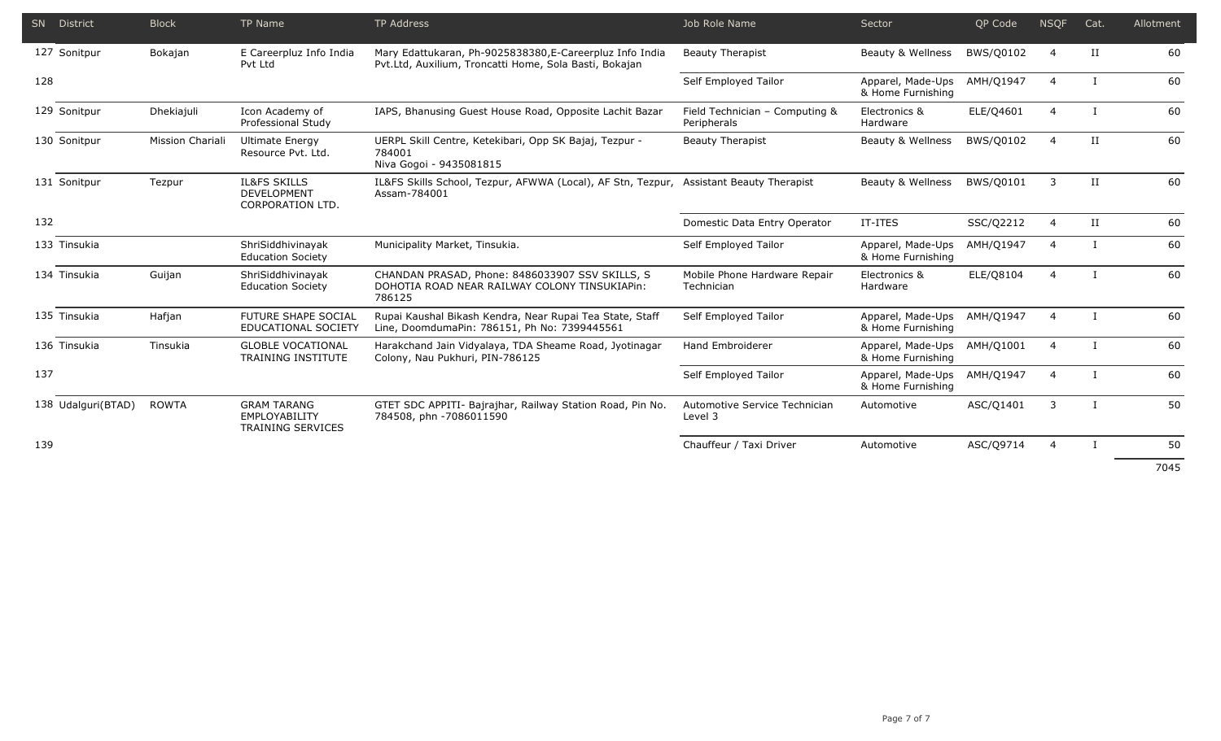| SN | District | Block | TP Name | TP Address | Job Role Name | Sector | QP Code | NSQF | Cat. | Allotment |
|---|---|---|---|---|---|---|---|---|---|---|
| 127 | Sonitpur | Bokajan | E Careerpluz Info India Pvt Ltd | Mary Edattukaran, Ph-9025838380,E-Careerpluz Info India Pvt.Ltd, Auxilium, Troncatti Home, Sola Basti, Bokajan | Beauty Therapist | Beauty & Wellness | BWS/Q0102 | 4 | II | 60 |
| 128 | | | | | Self Employed Tailor | Apparel, Made-Ups & Home Furnishing | AMH/Q1947 | 4 | I | 60 |
| 129 | Sonitpur | Dhekiajuli | Icon Academy of Professional Study | IAPS, Bhanusing Guest House Road, Opposite Lachit Bazar | Field Technician – Computing & Peripherals | Electronics & Hardware | ELE/Q4601 | 4 | I | 60 |
| 130 | Sonitpur | Mission Chariali | Ultimate Energy Resource Pvt. Ltd. | UERPL Skill Centre, Ketekibari, Opp SK Bajaj, Tezpur - 784001 Niva Gogoi - 9435081815 | Beauty Therapist | Beauty & Wellness | BWS/Q0102 | 4 | II | 60 |
| 131 | Sonitpur | Tezpur | IL&FS SKILLS DEVELOPMENT CORPORATION LTD. | IL&FS Skills School, Tezpur, AFWWA (Local), AF Stn, Tezpur, Assam-784001 | Assistant Beauty Therapist | Beauty & Wellness | BWS/Q0101 | 3 | II | 60 |
| 132 | | | | | Domestic Data Entry Operator | IT-ITES | SSC/Q2212 | 4 | II | 60 |
| 133 | Tinsukia | | ShriSiddhivinayak Education Society | Municipality Market, Tinsukia. | Self Employed Tailor | Apparel, Made-Ups & Home Furnishing | AMH/Q1947 | 4 | I | 60 |
| 134 | Tinsukia | Guijan | ShriSiddhivinayak Education Society | CHANDAN PRASAD, Phone: 8486033907 SSV SKILLS, S DOHOTIA ROAD NEAR RAILWAY COLONY TINSUKIAPin: 786125 | Mobile Phone Hardware Repair Technician | Electronics & Hardware | ELE/Q8104 | 4 | I | 60 |
| 135 | Tinsukia | Hafjan | FUTURE SHAPE SOCIAL EDUCATIONAL SOCIETY | Rupai Kaushal Bikash Kendra, Near Rupai Tea State, Staff Line, DoomdumaPin: 786151, Ph No: 7399445561 | Self Employed Tailor | Apparel, Made-Ups & Home Furnishing | AMH/Q1947 | 4 | I | 60 |
| 136 | Tinsukia | Tinsukia | GLOBLE VOCATIONAL TRAINING INSTITUTE | Harakchand Jain Vidyalaya, TDA Sheame Road, Jyotinagar Colony, Nau Pukhuri, PIN-786125 | Hand Embroiderer | Apparel, Made-Ups & Home Furnishing | AMH/Q1001 | 4 | I | 60 |
| 137 | | | | | Self Employed Tailor | Apparel, Made-Ups & Home Furnishing | AMH/Q1947 | 4 | I | 60 |
| 138 | Udalguri(BTAD) | ROWTA | GRAM TARANG EMPLOYABILITY TRAINING SERVICES | GTET SDC APPITI- Bajrajhar, Railway Station Road, Pin No. 784508, phn -7086011590 | Automotive Service Technician Level 3 | Automotive | ASC/Q1401 | 3 | I | 50 |
| 139 | | | | | Chauffeur / Taxi Driver | Automotive | ASC/Q9714 | 4 | I | 50 |
| | | | | | | | | | | 7045 |